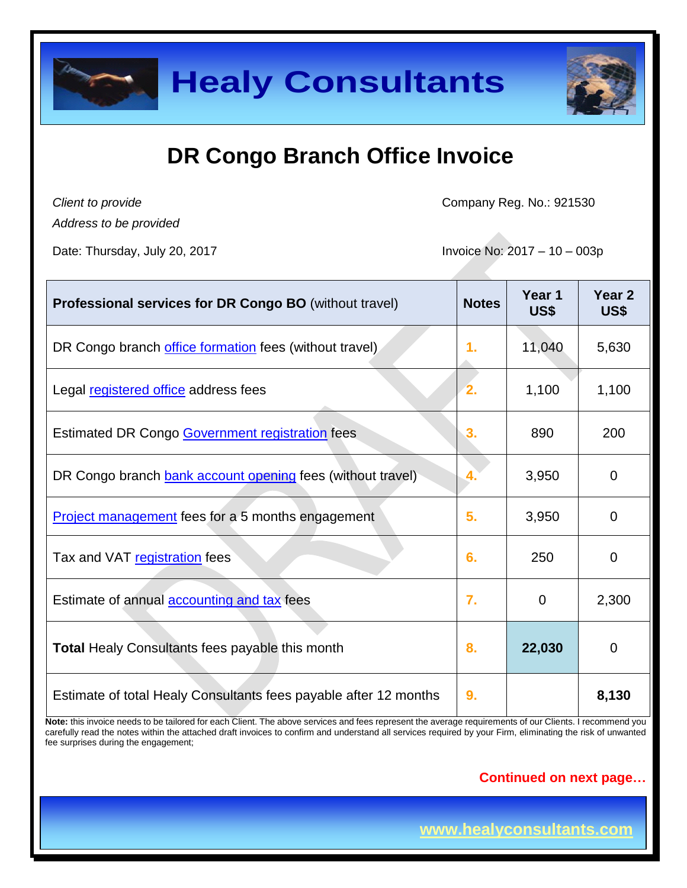# Healy Consultants

## DR Congo Branch Office Invoice

*Client to provide*
*Address to be provided*

Company Reg. No.: 921530

Date: Thursday, July 20, 2017

Invoice No: 2017 – 10 – 003p

| **Professional services for DR Congo BO** (without travel) | **Notes** | **Year 1 US$** | **Year 2 US$** |
|---|---|---|---|
| DR Congo branch office formation fees (without travel) | 1. | 11,040 | 5,630 |
| Legal registered office address fees | 2. | 1,100 | 1,100 |
| Estimated DR Congo Government registration fees | 3. | 890 | 200 |
| DR Congo branch bank account opening fees (without travel) | 4. | 3,950 | 0 |
| Project management fees for a 5 months engagement | 5. | 3,950 | 0 |
| Tax and VAT registration fees | 6. | 250 | 0 |
| Estimate of annual accounting and tax fees | 7. | 0 | 2,300 |
| **Total** Healy Consultants fees payable this month | 8. | **22,030** | 0 |
| Estimate of total Healy Consultants fees payable after 12 months | 9. | | **8,130** |

**Note:** this invoice needs to be tailored for each Client. The above services and fees represent the average requirements of our Clients. I recommend you carefully read the notes within the attached draft invoices to confirm and understand all services required by your Firm, eliminating the risk of unwanted fee surprises during the engagement;

**Continued on next page…**

www.healyconsultants.com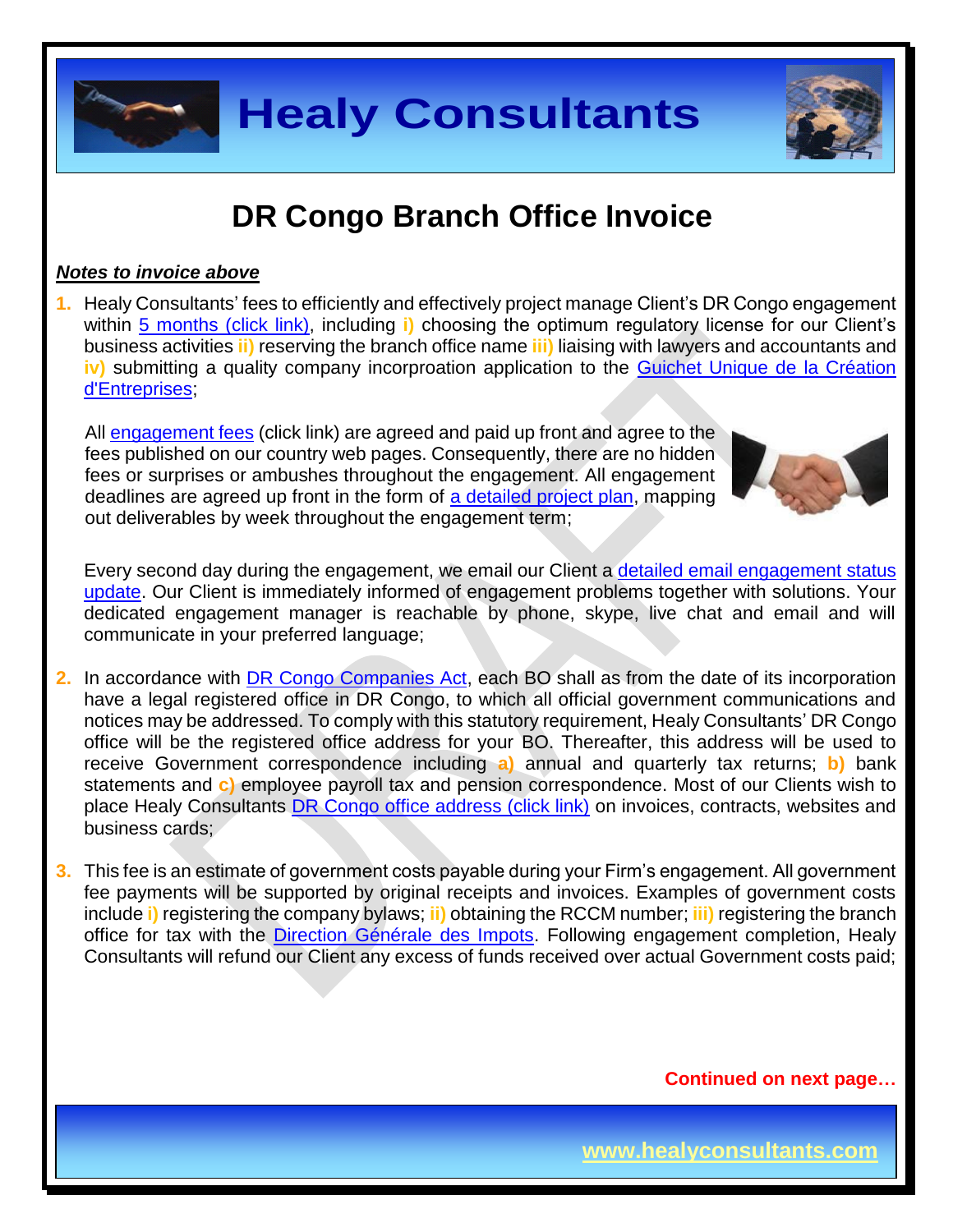# DR Congo Branch Office Invoice

***Notes to invoice above***

1. Healy Consultants' fees to efficiently and effectively project manage Client's DR Congo engagement within 5 months (click link), including **i)** choosing the optimum regulatory license for our Client's business activities **ii)** reserving the branch office name **iii)** liaising with lawyers and accountants and **iv)** submitting a quality company incorproation application to the Guichet Unique de la Création d'Entreprises;

   All engagement fees (click link) are agreed and paid up front and agree to the fees published on our country web pages. Consequently, there are no hidden fees or surprises or ambushes throughout the engagement. All engagement deadlines are agreed up front in the form of a detailed project plan, mapping out deliverables by week throughout the engagement term;

   Every second day during the engagement, we email our Client a detailed email engagement status update. Our Client is immediately informed of engagement problems together with solutions. Your dedicated engagement manager is reachable by phone, skype, live chat and email and will communicate in your preferred language;

2. In accordance with DR Congo Companies Act, each BO shall as from the date of its incorporation have a legal registered office in DR Congo, to which all official government communications and notices may be addressed. To comply with this statutory requirement, Healy Consultants' DR Congo office will be the registered office address for your BO. Thereafter, this address will be used to receive Government correspondence including **a)** annual and quarterly tax returns; **b)** bank statements and **c)** employee payroll tax and pension correspondence. Most of our Clients wish to place Healy Consultants DR Congo office address (click link) on invoices, contracts, websites and business cards;

3. This fee is an estimate of government costs payable during your Firm's engagement. All government fee payments will be supported by original receipts and invoices. Examples of government costs include **i)** registering the company bylaws; **ii)** obtaining the RCCM number; **iii)** registering the branch office for tax with the Direction Générale des Impots. Following engagement completion, Healy Consultants will refund our Client any excess of funds received over actual Government costs paid;

**Continued on next page…**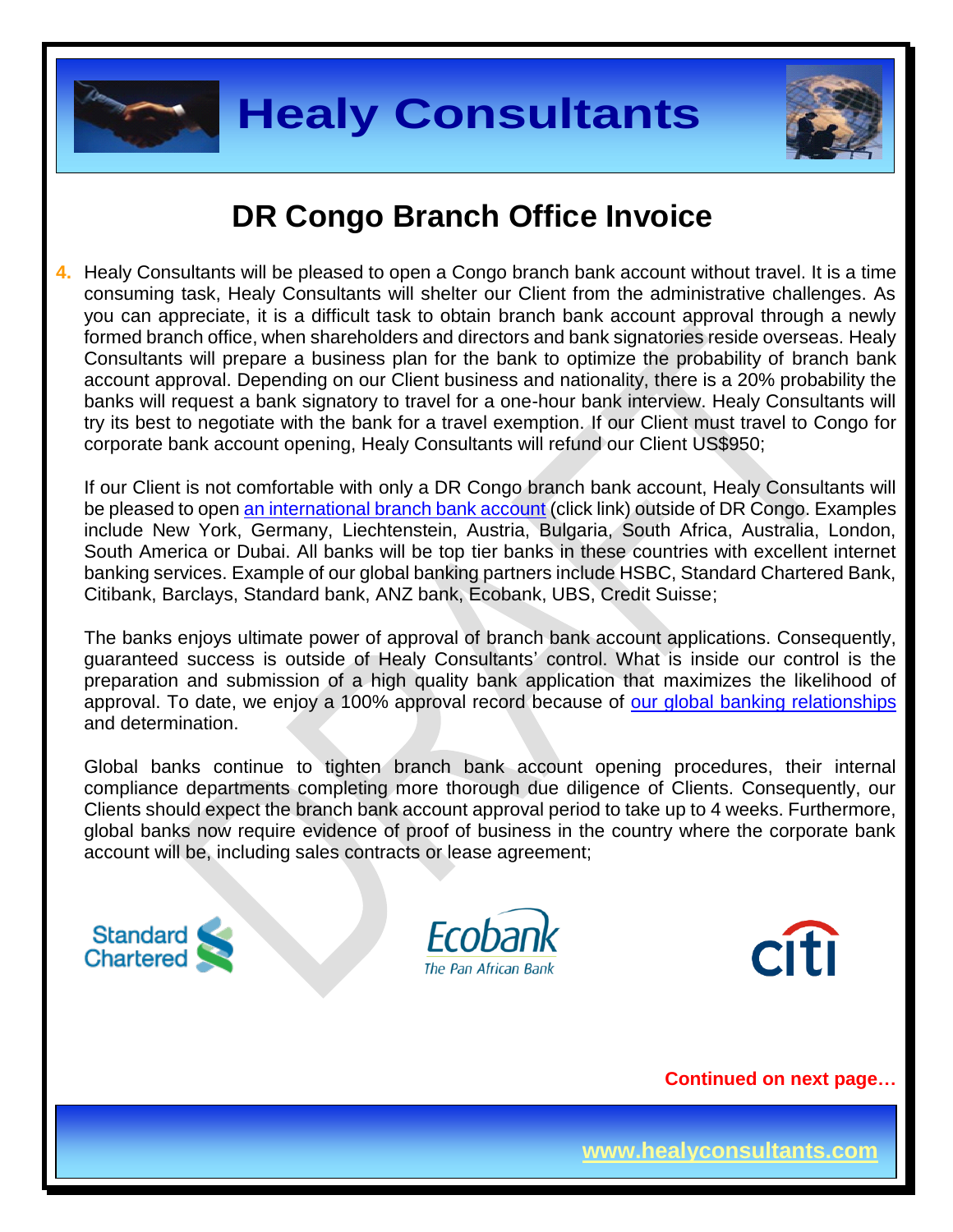# DR Congo Branch Office Invoice

4. Healy Consultants will be pleased to open a Congo branch bank account without travel. It is a time consuming task, Healy Consultants will shelter our Client from the administrative challenges. As you can appreciate, it is a difficult task to obtain branch bank account approval through a newly formed branch office, when shareholders and directors and bank signatories reside overseas. Healy Consultants will prepare a business plan for the bank to optimize the probability of branch bank account approval. Depending on our Client business and nationality, there is a 20% probability the banks will request a bank signatory to travel for a one-hour bank interview. Healy Consultants will try its best to negotiate with the bank for a travel exemption. If our Client must travel to Congo for corporate bank account opening, Healy Consultants will refund our Client US$950;

   If our Client is not comfortable with only a DR Congo branch bank account, Healy Consultants will be pleased to open an international branch bank account (click link) outside of DR Congo. Examples include New York, Germany, Liechtenstein, Austria, Bulgaria, South Africa, Australia, London, South America or Dubai. All banks will be top tier banks in these countries with excellent internet banking services. Example of our global banking partners include HSBC, Standard Chartered Bank, Citibank, Barclays, Standard bank, ANZ bank, Ecobank, UBS, Credit Suisse;

   The banks enjoys ultimate power of approval of branch bank account applications. Consequently, guaranteed success is outside of Healy Consultants' control. What is inside our control is the preparation and submission of a high quality bank application that maximizes the likelihood of approval. To date, we enjoy a 100% approval record because of our global banking relationships and determination.

   Global banks continue to tighten branch bank account opening procedures, their internal compliance departments completing more thorough due diligence of Clients. Consequently, our Clients should expect the branch bank account approval period to take up to 4 weeks. Furthermore, global banks now require evidence of proof of business in the country where the corporate bank account will be, including sales contracts or lease agreement;

**Continued on next page…**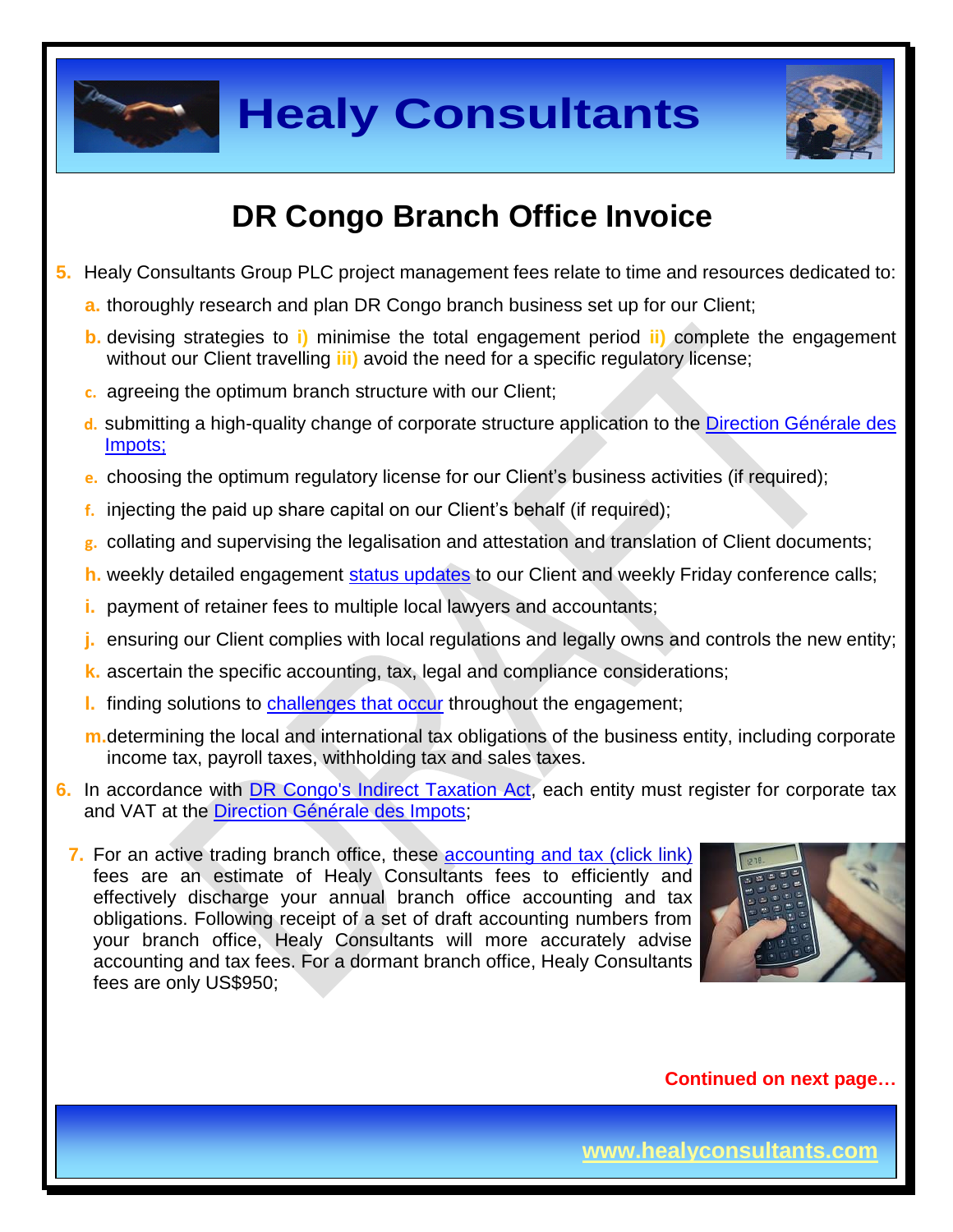# DR Congo Branch Office Invoice

5. Healy Consultants Group PLC project management fees relate to time and resources dedicated to:
   a. thoroughly research and plan DR Congo branch business set up for our Client;
   b. devising strategies to i) minimise the total engagement period ii) complete the engagement without our Client travelling iii) avoid the need for a specific regulatory license;
   c. agreeing the optimum branch structure with our Client;
   d. submitting a high-quality change of corporate structure application to the Direction Générale des Impots;
   e. choosing the optimum regulatory license for our Client's business activities (if required);
   f. injecting the paid up share capital on our Client's behalf (if required);
   g. collating and supervising the legalisation and attestation and translation of Client documents;
   h. weekly detailed engagement status updates to our Client and weekly Friday conference calls;
   i. payment of retainer fees to multiple local lawyers and accountants;
   j. ensuring our Client complies with local regulations and legally owns and controls the new entity;
   k. ascertain the specific accounting, tax, legal and compliance considerations;
   l. finding solutions to challenges that occur throughout the engagement;
   m. determining the local and international tax obligations of the business entity, including corporate income tax, payroll taxes, withholding tax and sales taxes.
6. In accordance with DR Congo's Indirect Taxation Act, each entity must register for corporate tax and VAT at the Direction Générale des Impots;
7. For an active trading branch office, these accounting and tax (click link) fees are an estimate of Healy Consultants fees to efficiently and effectively discharge your annual branch office accounting and tax obligations. Following receipt of a set of draft accounting numbers from your branch office, Healy Consultants will more accurately advise accounting and tax fees. For a dormant branch office, Healy Consultants fees are only US$950;

**Continued on next page…**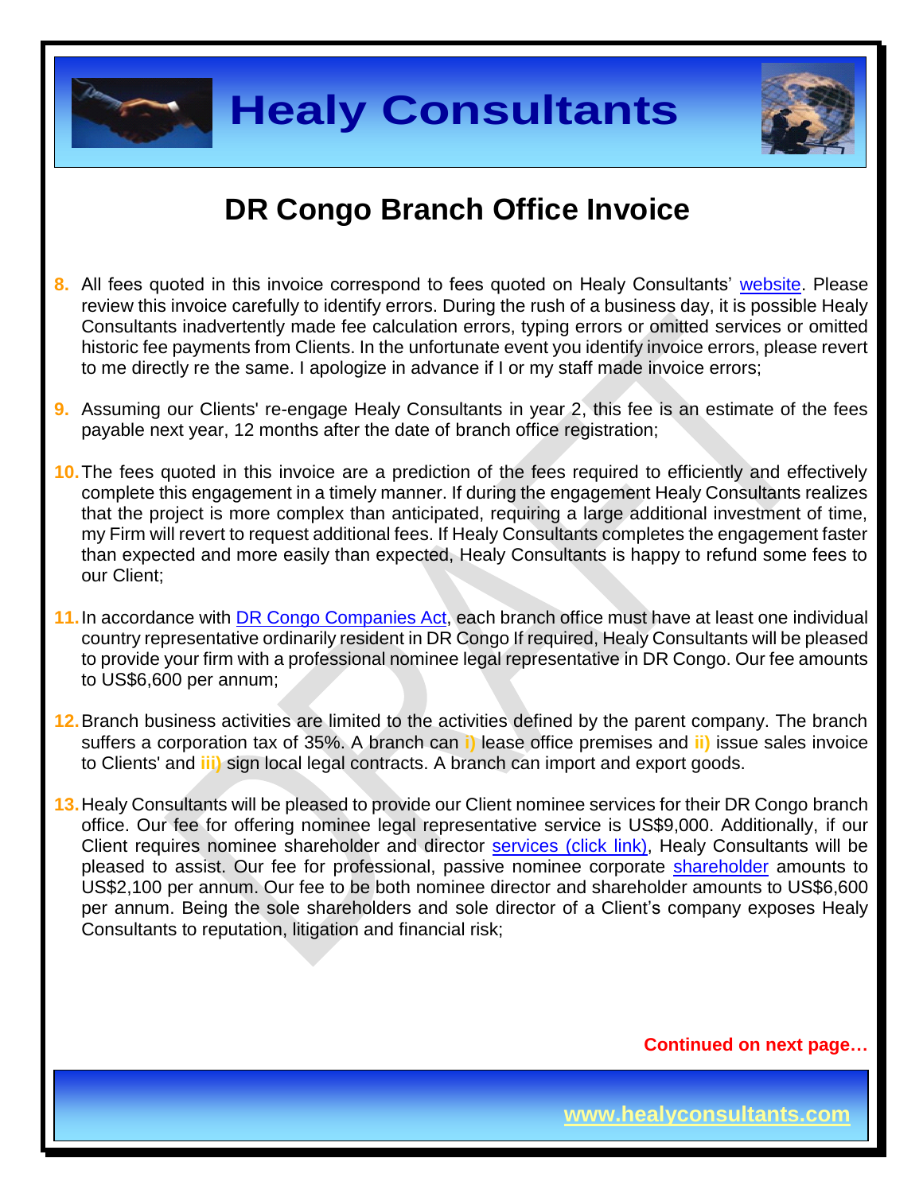# DR Congo Branch Office Invoice

8. All fees quoted in this invoice correspond to fees quoted on Healy Consultants' website. Please review this invoice carefully to identify errors. During the rush of a business day, it is possible Healy Consultants inadvertently made fee calculation errors, typing errors or omitted services or omitted historic fee payments from Clients. In the unfortunate event you identify invoice errors, please revert to me directly re the same. I apologize in advance if I or my staff made invoice errors;

9. Assuming our Clients' re-engage Healy Consultants in year 2, this fee is an estimate of the fees payable next year, 12 months after the date of branch office registration;

10. The fees quoted in this invoice are a prediction of the fees required to efficiently and effectively complete this engagement in a timely manner. If during the engagement Healy Consultants realizes that the project is more complex than anticipated, requiring a large additional investment of time, my Firm will revert to request additional fees. If Healy Consultants completes the engagement faster than expected and more easily than expected, Healy Consultants is happy to refund some fees to our Client;

11. In accordance with DR Congo Companies Act, each branch office must have at least one individual country representative ordinarily resident in DR Congo If required, Healy Consultants will be pleased to provide your firm with a professional nominee legal representative in DR Congo. Our fee amounts to US$6,600 per annum;

12. Branch business activities are limited to the activities defined by the parent company. The branch suffers a corporation tax of 35%. A branch can **i)** lease office premises and **ii)** issue sales invoice to Clients' and **iii)** sign local legal contracts. A branch can import and export goods.

13. Healy Consultants will be pleased to provide our Client nominee services for their DR Congo branch office. Our fee for offering nominee legal representative service is US$9,000. Additionally, if our Client requires nominee shareholder and director services (click link), Healy Consultants will be pleased to assist. Our fee for professional, passive nominee corporate shareholder amounts to US$2,100 per annum. Our fee to be both nominee director and shareholder amounts to US$6,600 per annum. Being the sole shareholders and sole director of a Client's company exposes Healy Consultants to reputation, litigation and financial risk;

**Continued on next page…**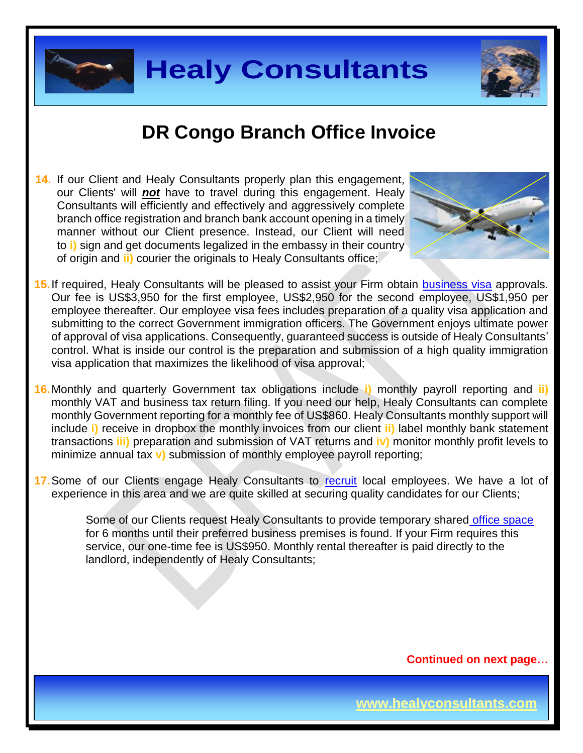# DR Congo Branch Office Invoice

14. If our Client and Healy Consultants properly plan this engagement, our Clients' will ***not*** have to travel during this engagement. Healy Consultants will efficiently and effectively and aggressively complete branch office registration and branch bank account opening in a timely manner without our Client presence. Instead, our Client will need to **i)** sign and get documents legalized in the embassy in their country of origin and **ii)** courier the originals to Healy Consultants office;

15. If required, Healy Consultants will be pleased to assist your Firm obtain business visa approvals. Our fee is US$3,950 for the first employee, US$2,950 for the second employee, US$1,950 per employee thereafter. Our employee visa fees includes preparation of a quality visa application and submitting to the correct Government immigration officers. The Government enjoys ultimate power of approval of visa applications. Consequently, guaranteed success is outside of Healy Consultants' control. What is inside our control is the preparation and submission of a high quality immigration visa application that maximizes the likelihood of visa approval;

16. Monthly and quarterly Government tax obligations include **i)** monthly payroll reporting and **ii)** monthly VAT and business tax return filing. If you need our help, Healy Consultants can complete monthly Government reporting for a monthly fee of US$860. Healy Consultants monthly support will include **i)** receive in dropbox the monthly invoices from our client **ii)** label monthly bank statement transactions **iii)** preparation and submission of VAT returns and **iv)** monitor monthly profit levels to minimize annual tax **v)** submission of monthly employee payroll reporting;

17. Some of our Clients engage Healy Consultants to recruit local employees. We have a lot of experience in this area and we are quite skilled at securing quality candidates for our Clients;

    Some of our Clients request Healy Consultants to provide temporary shared office space for 6 months until their preferred business premises is found. If your Firm requires this service, our one-time fee is US$950. Monthly rental thereafter is paid directly to the landlord, independently of Healy Consultants;

**Continued on next page…**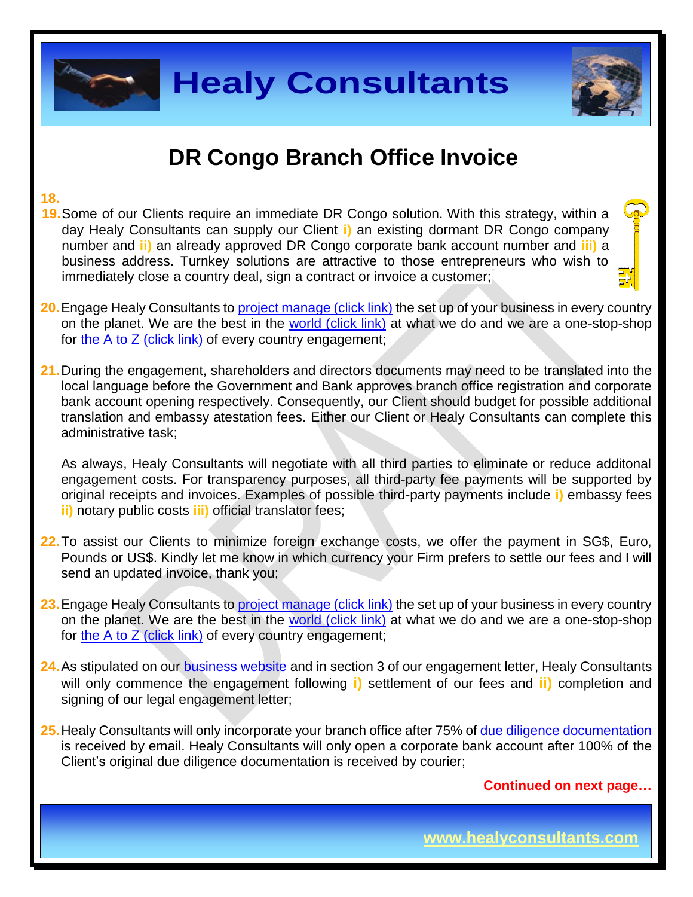# DR Congo Branch Office Invoice

18.

19. Some of our Clients require an immediate DR Congo solution. With this strategy, within a day Healy Consultants can supply our Client **i)** an existing dormant DR Congo company number and **ii)** an already approved DR Congo corporate bank account number and **iii)** a business address. Turnkey solutions are attractive to those entrepreneurs who wish to immediately close a country deal, sign a contract or invoice a customer;

20. Engage Healy Consultants to project manage (click link) the set up of your business in every country on the planet. We are the best in the world (click link) at what we do and we are a one-stop-shop for the A to Z (click link) of every country engagement;

21. During the engagement, shareholders and directors documents may need to be translated into the local language before the Government and Bank approves branch office registration and corporate bank account opening respectively. Consequently, our Client should budget for possible additional translation and embassy atestation fees. Either our Client or Healy Consultants can complete this administrative task;

    As always, Healy Consultants will negotiate with all third parties to eliminate or reduce additonal engagement costs. For transparency purposes, all third-party fee payments will be supported by original receipts and invoices. Examples of possible third-party payments include **i)** embassy fees **ii)** notary public costs **iii)** official translator fees;

22. To assist our Clients to minimize foreign exchange costs, we offer the payment in SG$, Euro, Pounds or US$. Kindly let me know in which currency your Firm prefers to settle our fees and I will send an updated invoice, thank you;

23. Engage Healy Consultants to project manage (click link) the set up of your business in every country on the planet. We are the best in the world (click link) at what we do and we are a one-stop-shop for the A to Z (click link) of every country engagement;

24. As stipulated on our business website and in section 3 of our engagement letter, Healy Consultants will only commence the engagement following **i)** settlement of our fees and **ii)** completion and signing of our legal engagement letter;

25. Healy Consultants will only incorporate your branch office after 75% of due diligence documentation is received by email. Healy Consultants will only open a corporate bank account after 100% of the Client's original due diligence documentation is received by courier;

**Continued on next page…**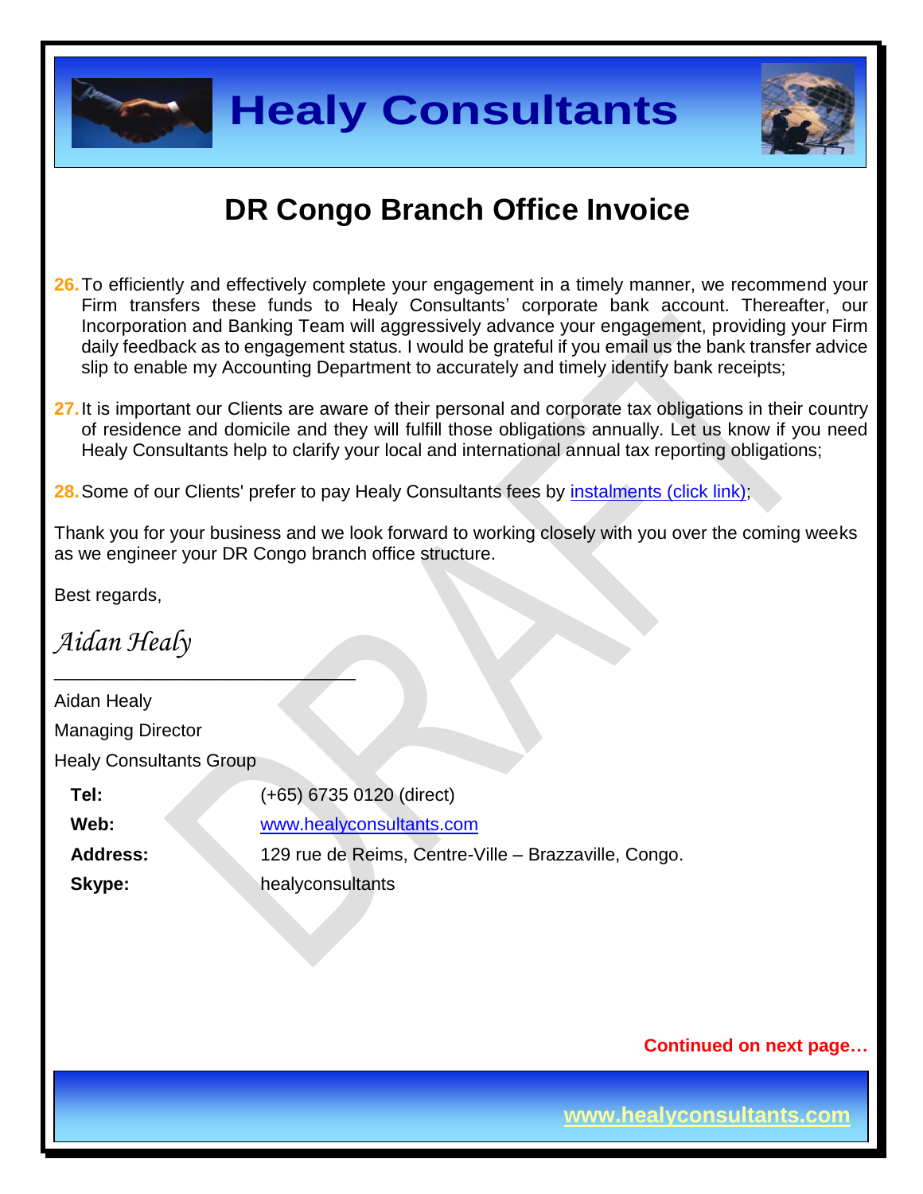# DR Congo Branch Office Invoice

26. To efficiently and effectively complete your engagement in a timely manner, we recommend your Firm transfers these funds to Healy Consultants' corporate bank account. Thereafter, our Incorporation and Banking Team will aggressively advance your engagement, providing your Firm daily feedback as to engagement status. I would be grateful if you email us the bank transfer advice slip to enable my Accounting Department to accurately and timely identify bank receipts;

27. It is important our Clients are aware of their personal and corporate tax obligations in their country of residence and domicile and they will fulfill those obligations annually. Let us know if you need Healy Consultants help to clarify your local and international annual tax reporting obligations;

28. Some of our Clients' prefer to pay Healy Consultants fees by instalments (click link);

Thank you for your business and we look forward to working closely with you over the coming weeks as we engineer your DR Congo branch office structure.

Best regards,

*Aidan Healy*

______________________________

Aidan Healy

Managing Director

Healy Consultants Group

| | |
|---|---|
| **Tel:** | (+65) 6735 0120 (direct) |
| **Web:** | www.healyconsultants.com |
| **Address:** | 129 rue de Reims, Centre-Ville – Brazzaville, Congo. |
| **Skype:** | healyconsultants |

**Continued on next page…**